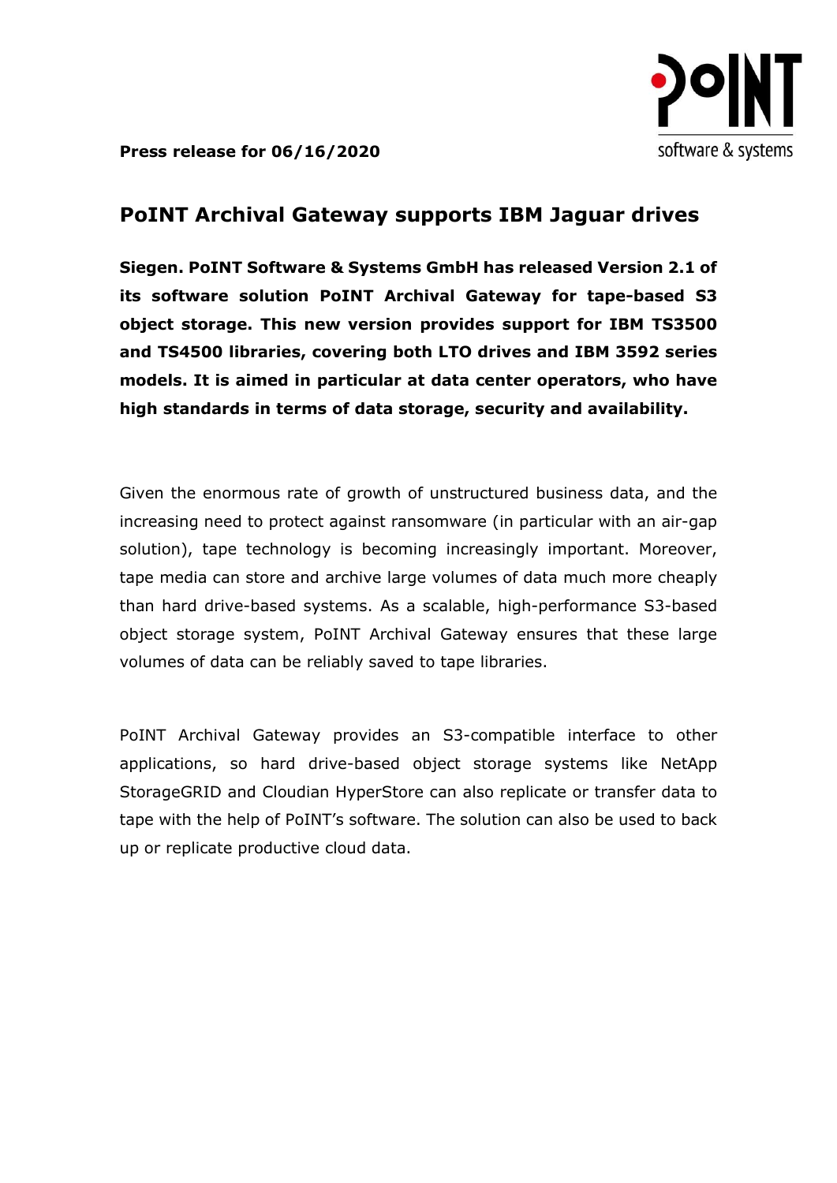**Press release for 06/16/2020**

# PoINT Archival Gateway supports IBM Jaguar drives

**Siegen. PoINT Software & Systems GmbH has released Version 2.1 of its software solution PoINT Archival Gateway for tape-based S3 object storage. This new version provides support for IBM TS3500 and TS4500 libraries, covering both LTO drives and IBM 3592 series models. It is aimed in particular at data center operators, who have high standards in terms of data storage, security and availability.**

Given the enormous rate of growth of unstructured business data, and the increasing need to protect against ransomware (in particular with an air-gap solution), tape technology is becoming increasingly important. Moreover, tape media can store and archive large volumes of data much more cheaply than hard drive-based systems. As a scalable, high-performance S3-based object storage system, PoINT Archival Gateway ensures that these large volumes of data can be reliably saved to tape libraries.

PoINT Archival Gateway provides an S3-compatible interface to other applications, so hard drive-based object storage systems like NetApp StorageGRID and Cloudian HyperStore can also replicate or transfer data to tape with the help of PoINT's software. The solution can also be used to back up or replicate productive cloud data.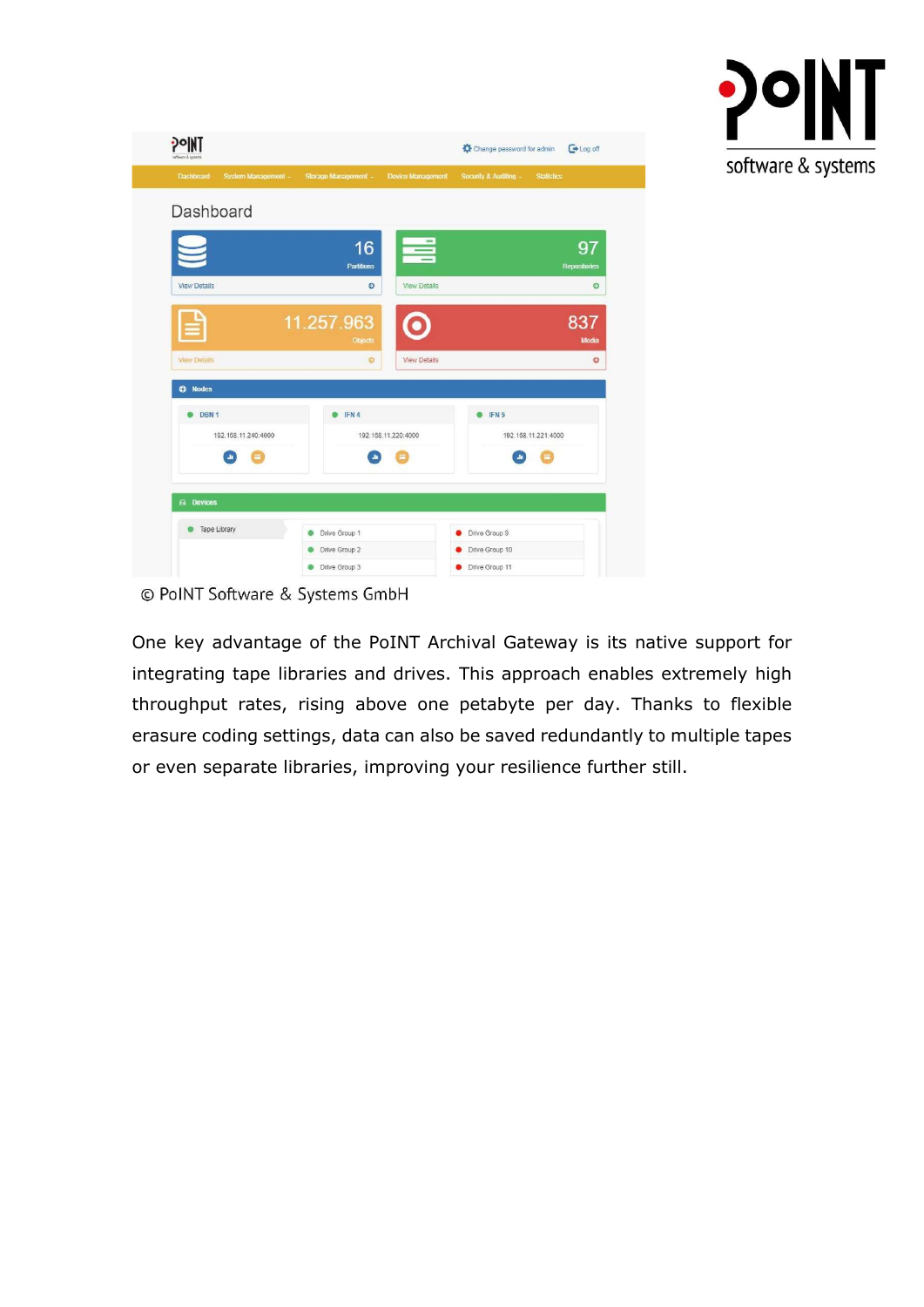© PoINT Software & Systems GmbH

One key advantage of the PoINT Archival Gateway is its native support for integrating tape libraries and drives. This approach enables extremely high throughput rates, rising above one petabyte per day. Thanks to flexible erasure coding settings, data can also be saved redundantly to multiple tapes or even separate libraries, improving your resilience further still.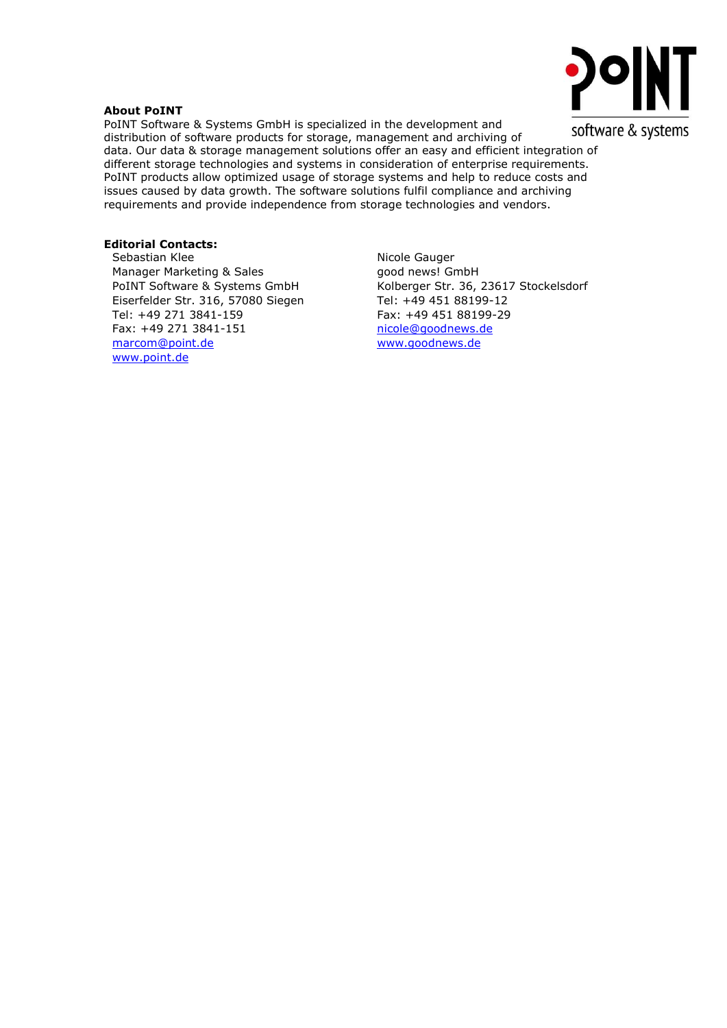**About PoINT**

PoINT Software & Systems GmbH is specialized in the development and distribution of software products for storage, management and archiving of data. Our data & storage management solutions offer an easy and efficient integration of different storage technologies and systems in consideration of enterprise requirements. PoINT products allow optimized usage of storage systems and help to reduce costs and issues caused by data growth. The software solutions fulfil compliance and archiving requirements and provide independence from storage technologies and vendors.

**Editorial Contacts:**

Sebastian Klee
Manager Marketing & Sales
PoINT Software & Systems GmbH
Eiserfelder Str. 316, 57080 Siegen
Tel: +49 271 3841-159
Fax: +49 271 3841-151
marcom@point.de
www.point.de

Nicole Gauger
good news! GmbH
Kolberger Str. 36, 23617 Stockelsdorf
Tel: +49 451 88199-12
Fax: +49 451 88199-29
nicole@goodnews.de
www.goodnews.de